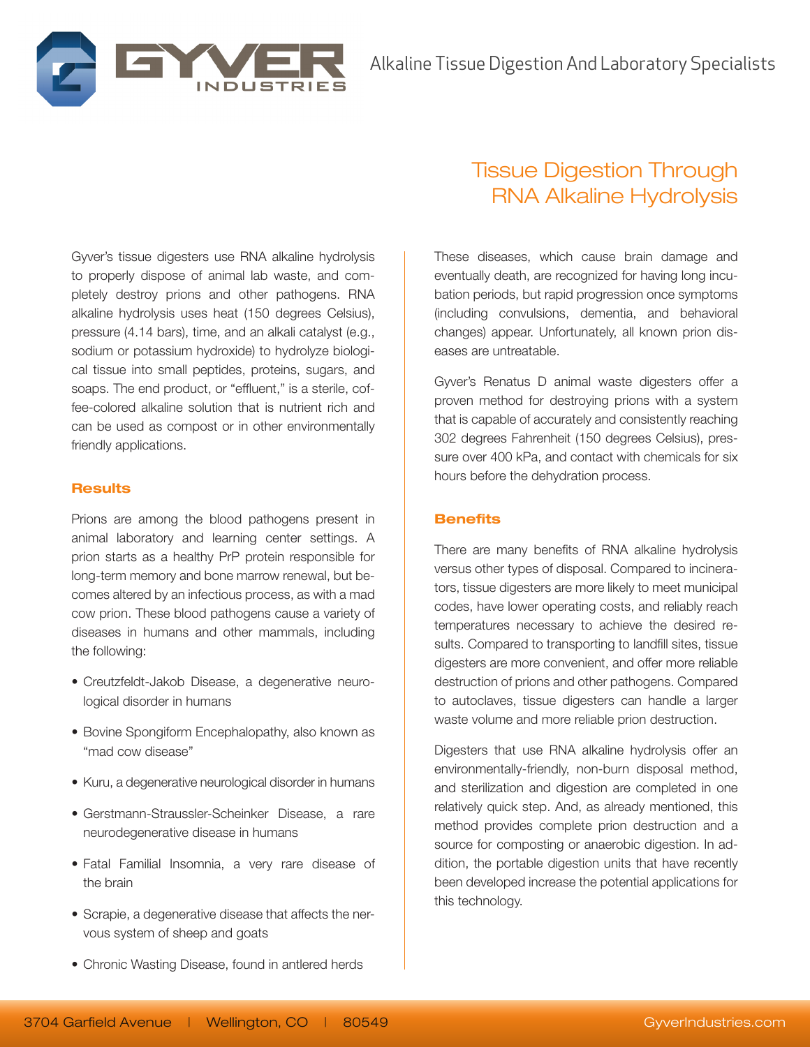# Tissue Digestion Through RNA Alkaline Hydrolysis

Gyver's tissue digesters use RNA alkaline hydrolysis to properly dispose of animal lab waste, and completely destroy prions and other pathogens. RNA alkaline hydrolysis uses heat (150 degrees Celsius), pressure (4.14 bars), time, and an alkali catalyst (e.g., sodium or potassium hydroxide) to hydrolyze biological tissue into small peptides, proteins, sugars, and soaps. The end product, or "effluent," is a sterile, coffee-colored alkaline solution that is nutrient rich and can be used as compost or in other environmentally friendly applications.

## Results

Prions are among the blood pathogens present in animal laboratory and learning center settings. A prion starts as a healthy PrP protein responsible for long-term memory and bone marrow renewal, but becomes altered by an infectious process, as with a mad cow prion. These blood pathogens cause a variety of diseases in humans and other mammals, including the following:

- Creutzfeldt-Jakob Disease, a degenerative neurological disorder in humans
- Bovine Spongiform Encephalopathy, also known as "mad cow disease"
- Kuru, a degenerative neurological disorder in humans
- Gerstmann-Straussler-Scheinker Disease, a rare neurodegenerative disease in humans
- Fatal Familial Insomnia, a very rare disease of the brain
- Scrapie, a degenerative disease that affects the nervous system of sheep and goats
- Chronic Wasting Disease, found in antlered herds

These diseases, which cause brain damage and eventually death, are recognized for having long incubation periods, but rapid progression once symptoms (including convulsions, dementia, and behavioral changes) appear. Unfortunately, all known prion diseases are untreatable.

Gyver's Renatus D animal waste digesters offer a proven method for destroying prions with a system that is capable of accurately and consistently reaching 302 degrees Fahrenheit (150 degrees Celsius), pressure over 400 kPa, and contact with chemicals for six hours before the dehydration process.

## Benefits

There are many benefits of RNA alkaline hydrolysis versus other types of disposal. Compared to incinerators, tissue digesters are more likely to meet municipal codes, have lower operating costs, and reliably reach temperatures necessary to achieve the desired results. Compared to transporting to landfill sites, tissue digesters are more convenient, and offer more reliable destruction of prions and other pathogens. Compared to autoclaves, tissue digesters can handle a larger waste volume and more reliable prion destruction.

Digesters that use RNA alkaline hydrolysis offer an environmentally-friendly, non-burn disposal method, and sterilization and digestion are completed in one relatively quick step. And, as already mentioned, this method provides complete prion destruction and a source for composting or anaerobic digestion. In addition, the portable digestion units that have recently been developed increase the potential applications for this technology.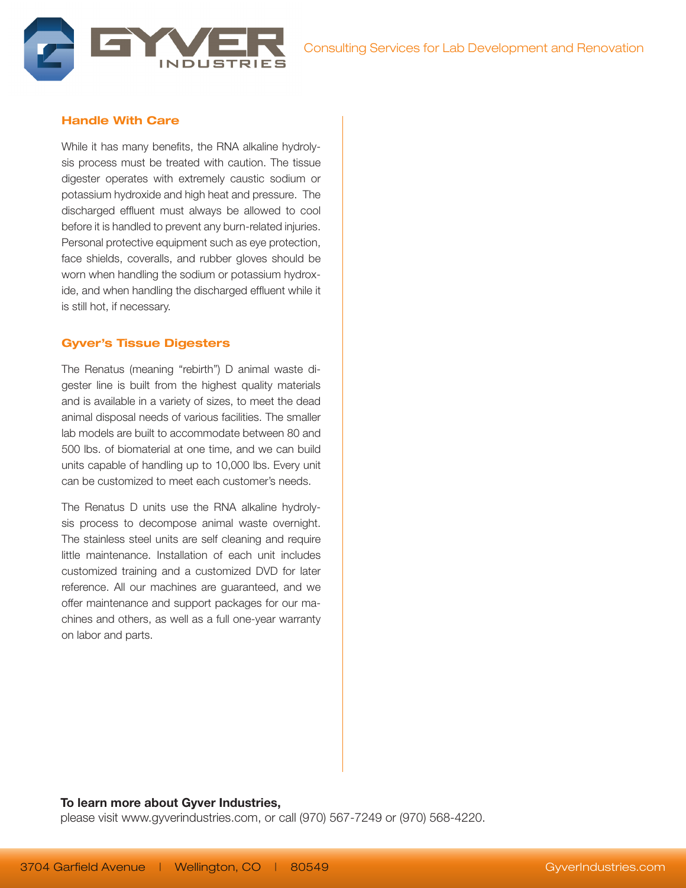## Handle With Care

While it has many benefits, the RNA alkaline hydrolysis process must be treated with caution. The tissue digester operates with extremely caustic sodium or potassium hydroxide and high heat and pressure. The discharged effluent must always be allowed to cool before it is handled to prevent any burn-related injuries. Personal protective equipment such as eye protection, face shields, coveralls, and rubber gloves should be worn when handling the sodium or potassium hydroxide, and when handling the discharged effluent while it is still hot, if necessary.

## Gyver's Tissue Digesters

The Renatus (meaning "rebirth") D animal waste digester line is built from the highest quality materials and is available in a variety of sizes, to meet the dead animal disposal needs of various facilities. The smaller lab models are built to accommodate between 80 and 500 lbs. of biomaterial at one time, and we can build units capable of handling up to 10,000 lbs. Every unit can be customized to meet each customer's needs.

The Renatus D units use the RNA alkaline hydrolysis process to decompose animal waste overnight. The stainless steel units are self cleaning and require little maintenance. Installation of each unit includes customized training and a customized DVD for later reference. All our machines are guaranteed, and we offer maintenance and support packages for our machines and others, as well as a full one-year warranty on labor and parts.

**To learn more about Gyver Industries,**
please visit www.gyverindustries.com, or call (970) 567-7249 or (970) 568-4220.

3704 Garfield Avenue | Wellington, CO | 80549 GyverIndustries.com